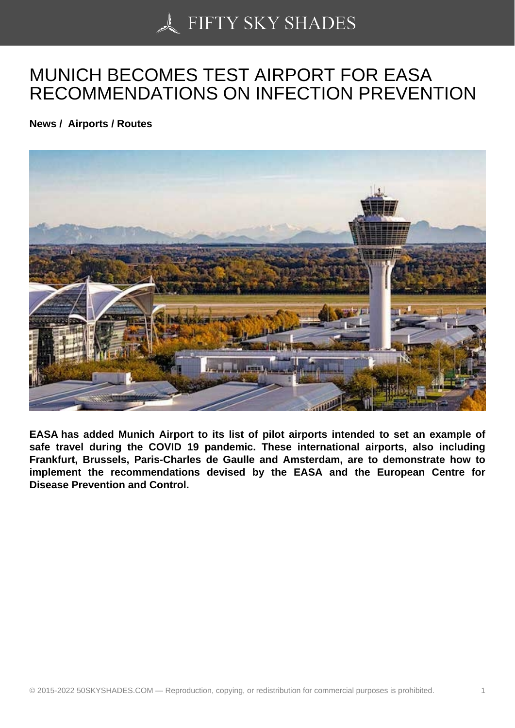# MUNICH BECOMES TEST AIRPORT FOR EASA RECOMMENDATIONS ON INFECTION PREVENTION

**News / Airports / Routes**

**EASA has added Munich Airport to its list of pilot airports intended to set an example of safe travel during the COVID 19 pandemic. These international airports, also including Frankfurt, Brussels, Paris-Charles de Gaulle and Amsterdam, are to demonstrate how to implement the recommendations devised by the EASA and the European Centre for Disease Prevention and Control.**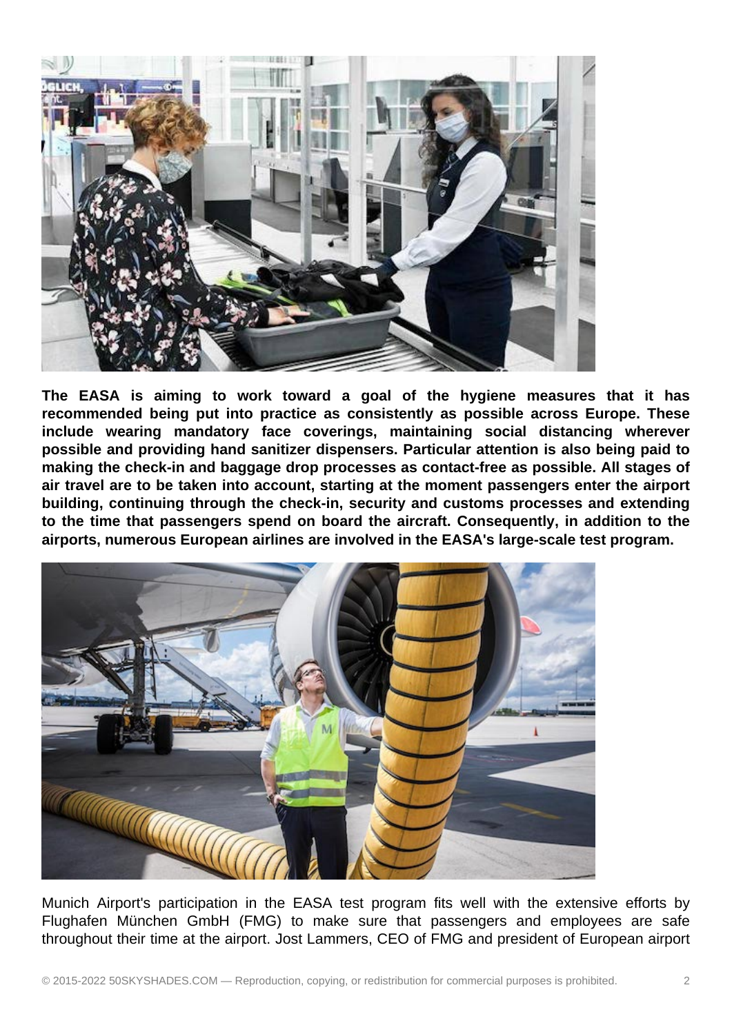**The EASA is aiming to work toward a goal of the hygiene measures that it has recommended being put into practice as consistently as possible across Europe. These include wearing mandatory face coverings, maintaining social distancing wherever possible and providing hand sanitizer dispensers. Particular attention is also being paid to making the check-in and baggage drop processes as contact-free as possible. All stages of air travel are to be taken into account, starting at the moment passengers enter the airport building, continuing through the check-in, security and customs processes and extending to the time that passengers spend on board the aircraft. Consequently, in addition to the airports, numerous European airlines are involved in the EASA's large-scale test program.**

Munich Airport's participation in the EASA test program fits well with the extensive efforts by Flughafen München GmbH (FMG) to make sure that passengers and employees are safe throughout their time at the airport. Jost Lammers, CEO of FMG and president of European airport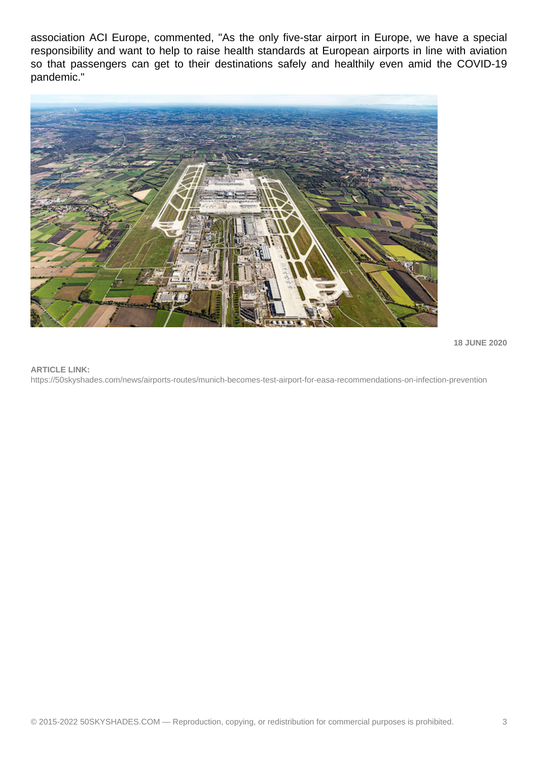association ACI Europe, commented, "As the only five-star airport in Europe, we have a special responsibility and want to help to raise health standards at European airports in line with aviation so that passengers can get to their destinations safely and healthily even amid the COVID-19 pandemic."

**18 JUNE 2020**

**ARTICLE LINK:**
https://50skyshades.com/news/airports-routes/munich-becomes-test-airport-for-easa-recommendations-on-infection-prevention